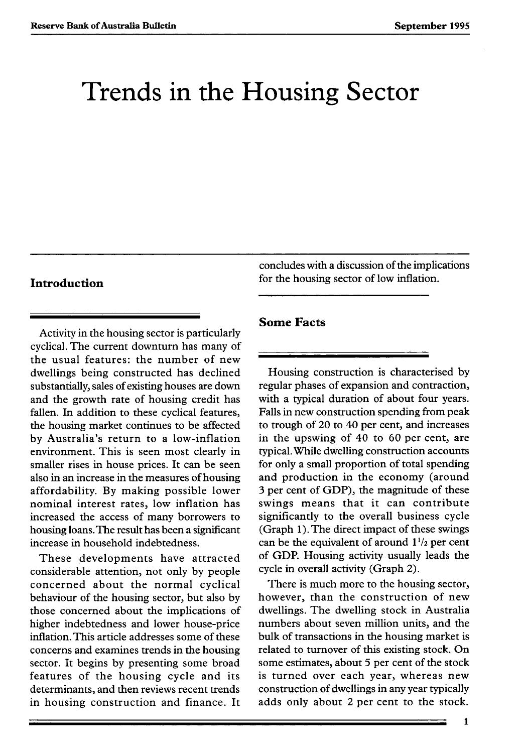# Trends in the Housing Sector

## Introduction

Activity in the housing sector is particularly cyclical. The current downturn has many of the usual features: the number of new dwellings being constructed has declined substantially, sales of existing houses are down and the growth rate of housing credit has fallen. In addition to these cyclical features, the housing market continues to be affected by Australia's return to a low-inflation environment. This is seen most clearly in smaller rises in house prices. It can be seen also in an increase in the measures of housing affordability. By making possible lower nominal interest rates, low inflation has increased the access of many borrowers to housing loans. The result has been a significant increase in household indebtedness.

These developments have attracted considerable attention, not only by people concerned about the normal cyclical behaviour of the housing sector, but also by those concerned about the implications of higher indebtedness and lower house-price inflation. This article addresses some of these concerns and examines trends in the housing sector. It begins by presenting some broad features of the housing cycle and its determinants, and then reviews recent trends in housing construction and finance. It concludes with a discussion of the implications for the housing sector of low inflation.

## Some Facts

Housing construction is characterised by regular phases of expansion and contraction, with a typical duration of about four years. Falls in new construction spending from peak to trough of 20 to 40 per cent, and increases in the upswing of 40 to 60 per cent, are typical. While dwelling construction accounts for only a small proportion of total spending and production in the economy (around 3 per cent of GDP), the magnitude of these swings means that it can contribute significantly to the overall business cycle (Graph 1). The direct impact of these swings can be the equivalent of around 1½ per cent of GDP. Housing activity usually leads the cycle in overall activity (Graph 2).

There is much more to the housing sector, however, than the construction of new dwellings. The dwelling stock in Australia numbers about seven million units, and the bulk of transactions in the housing market is related to turnover of this existing stock. On some estimates, about 5 per cent of the stock is turned over each year, whereas new construction of dwellings in any year typically adds only about 2 per cent to the stock.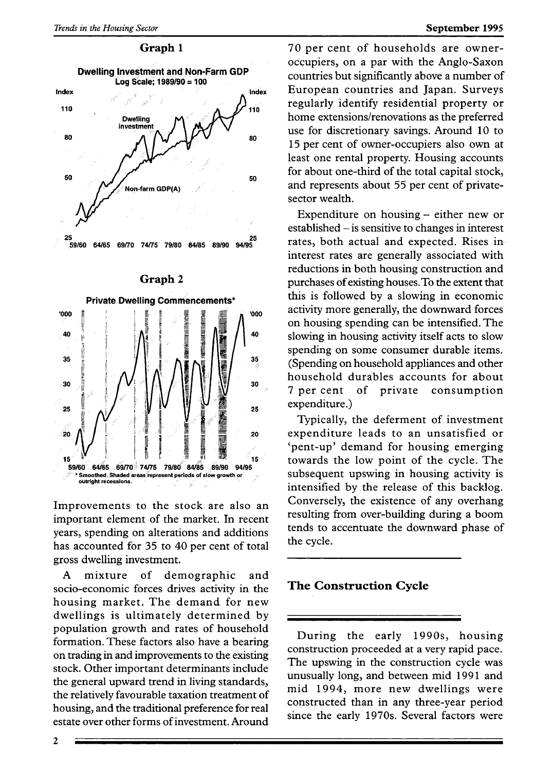**Graph 1**

**Dwelling Investment and Non-Farm GDP**
Log Scale; 1989/90 = 100

**Graph 2**

**Private Dwelling Commencements***

\* Smoothed. Shaded areas represent periods of slow growth or outright recessions.

Improvements to the stock are also an important element of the market. In recent years, spending on alterations and additions has accounted for 35 to 40 per cent of total gross dwelling investment.

A mixture of demographic and socio-economic forces drives activity in the housing market. The demand for new dwellings is ultimately determined by population growth and rates of household formation. These factors also have a bearing on trading in and improvements to the existing stock. Other important determinants include the general upward trend in living standards, the relatively favourable taxation treatment of housing, and the traditional preference for real estate over other forms of investment. Around 70 per cent of households are owner-occupiers, on a par with the Anglo-Saxon countries but significantly above a number of European countries and Japan. Surveys regularly identify residential property or home extensions/renovations as the preferred use for discretionary savings. Around 10 to 15 per cent of owner-occupiers also own at least one rental property. Housing accounts for about one-third of the total capital stock, and represents about 55 per cent of private-sector wealth.

Expenditure on housing – either new or established – is sensitive to changes in interest rates, both actual and expected. Rises in interest rates are generally associated with reductions in both housing construction and purchases of existing houses. To the extent that this is followed by a slowing in economic activity more generally, the downward forces on housing spending can be intensified. The slowing in housing activity itself acts to slow spending on some consumer durable items. (Spending on household appliances and other household durables accounts for about 7 per cent of private consumption expenditure.)

Typically, the deferment of investment expenditure leads to an unsatisfied or 'pent-up' demand for housing emerging towards the low point of the cycle. The subsequent upswing in housing activity is intensified by the release of this backlog. Conversely, the existence of any overhang resulting from over-building during a boom tends to accentuate the downward phase of the cycle.

## The Construction Cycle

During the early 1990s, housing construction proceeded at a very rapid pace. The upswing in the construction cycle was unusually long, and between mid 1991 and mid 1994, more new dwellings were constructed than in any three-year period since the early 1970s. Several factors were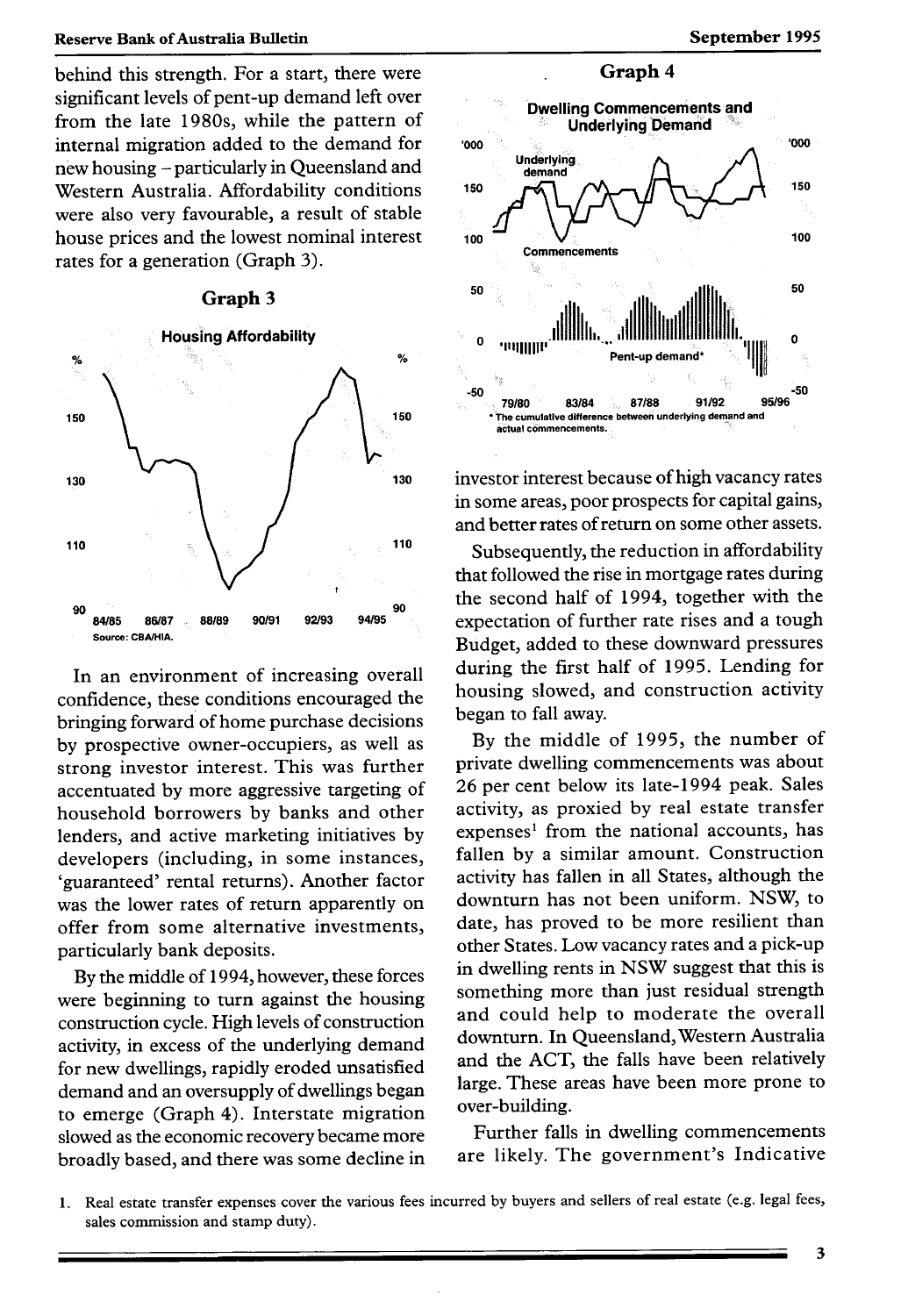behind this strength. For a start, there were significant levels of pent-up demand left over from the late 1980s, while the pattern of internal migration added to the demand for new housing – particularly in Queensland and Western Australia. Affordability conditions were also very favourable, a result of stable house prices and the lowest nominal interest rates for a generation (Graph 3).

**Graph 3**

Housing Affordability

Source: CBA/HIA.

In an environment of increasing overall confidence, these conditions encouraged the bringing forward of home purchase decisions by prospective owner-occupiers, as well as strong investor interest. This was further accentuated by more aggressive targeting of household borrowers by banks and other lenders, and active marketing initiatives by developers (including, in some instances, 'guaranteed' rental returns). Another factor was the lower rates of return apparently on offer from some alternative investments, particularly bank deposits.

By the middle of 1994, however, these forces were beginning to turn against the housing construction cycle. High levels of construction activity, in excess of the underlying demand for new dwellings, rapidly eroded unsatisfied demand and an oversupply of dwellings began to emerge (Graph 4). Interstate migration slowed as the economic recovery became more broadly based, and there was some decline in investor interest because of high vacancy rates in some areas, poor prospects for capital gains, and better rates of return on some other assets.

**Graph 4**

Dwelling Commencements and Underlying Demand

* The cumulative difference between underlying demand and actual commencements.

Subsequently, the reduction in affordability that followed the rise in mortgage rates during the second half of 1994, together with the expectation of further rate rises and a tough Budget, added to these downward pressures during the first half of 1995. Lending for housing slowed, and construction activity began to fall away.

By the middle of 1995, the number of private dwelling commencements was about 26 per cent below its late-1994 peak. Sales activity, as proxied by real estate transfer expenses[1] from the national accounts, has fallen by a similar amount. Construction activity has fallen in all States, although the downturn has not been uniform. NSW, to date, has proved to be more resilient than other States. Low vacancy rates and a pick-up in dwelling rents in NSW suggest that this is something more than just residual strength and could help to moderate the overall downturn. In Queensland, Western Australia and the ACT, the falls have been relatively large. These areas have been more prone to over-building.

Further falls in dwelling commencements are likely. The government's Indicative

1. Real estate transfer expenses cover the various fees incurred by buyers and sellers of real estate (e.g. legal fees, sales commission and stamp duty).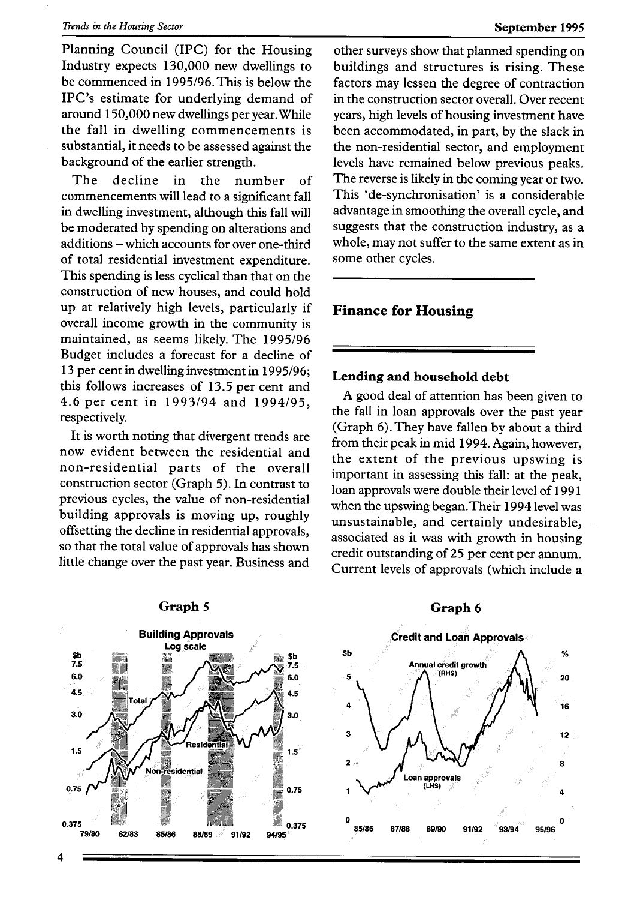Planning Council (IPC) for the Housing Industry expects 130,000 new dwellings to be commenced in 1995/96. This is below the IPC's estimate for underlying demand of around 150,000 new dwellings per year. While the fall in dwelling commencements is substantial, it needs to be assessed against the background of the earlier strength.

The decline in the number of commencements will lead to a significant fall in dwelling investment, although this fall will be moderated by spending on alterations and additions – which accounts for over one-third of total residential investment expenditure. This spending is less cyclical than that on the construction of new houses, and could hold up at relatively high levels, particularly if overall income growth in the community is maintained, as seems likely. The 1995/96 Budget includes a forecast for a decline of 13 per cent in dwelling investment in 1995/96; this follows increases of 13.5 per cent and 4.6 per cent in 1993/94 and 1994/95, respectively.

It is worth noting that divergent trends are now evident between the residential and non-residential parts of the overall construction sector (Graph 5). In contrast to previous cycles, the value of non-residential building approvals is moving up, roughly offsetting the decline in residential approvals, so that the total value of approvals has shown little change over the past year. Business and other surveys show that planned spending on buildings and structures is rising. These factors may lessen the degree of contraction in the construction sector overall. Over recent years, high levels of housing investment have been accommodated, in part, by the slack in the non-residential sector, and employment levels have remained below previous peaks. The reverse is likely in the coming year or two. This 'de-synchronisation' is a considerable advantage in smoothing the overall cycle, and suggests that the construction industry, as a whole, may not suffer to the same extent as in some other cycles.

## Finance for Housing

### Lending and household debt

A good deal of attention has been given to the fall in loan approvals over the past year (Graph 6). They have fallen by about a third from their peak in mid 1994. Again, however, the extent of the previous upswing is important in assessing this fall: at the peak, loan approvals were double their level of 1991 when the upswing began. Their 1994 level was unsustainable, and certainly undesirable, associated as it was with growth in housing credit outstanding of 25 per cent per annum. Current levels of approvals (which include a

**Graph 5**

Building Approvals
Log scale

**Graph 6**

Credit and Loan Approvals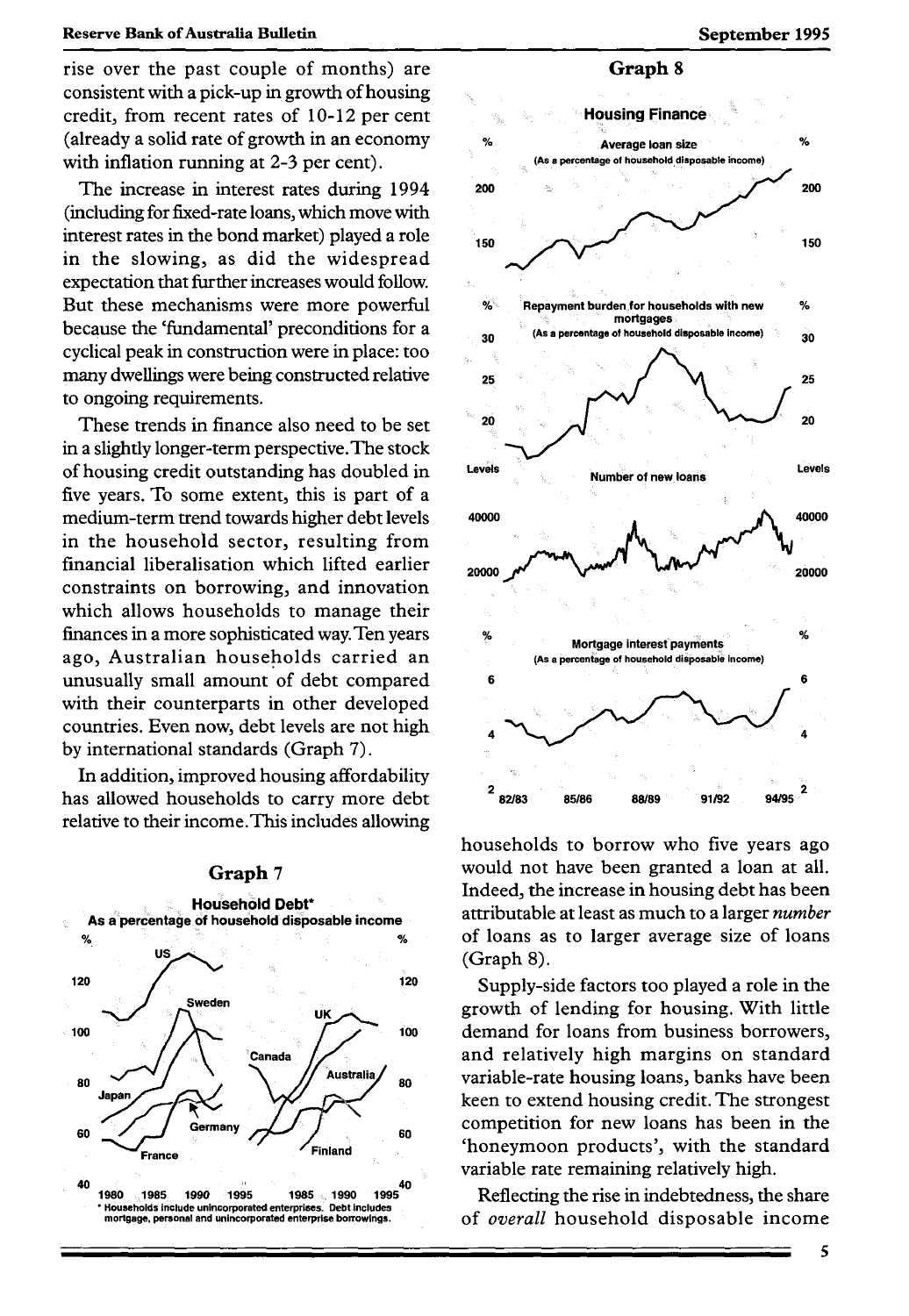rise over the past couple of months) are consistent with a pick-up in growth of housing credit, from recent rates of 10-12 per cent (already a solid rate of growth in an economy with inflation running at 2-3 per cent).

The increase in interest rates during 1994 (including for fixed-rate loans, which move with interest rates in the bond market) played a role in the slowing, as did the widespread expectation that further increases would follow. But these mechanisms were more powerful because the 'fundamental' preconditions for a cyclical peak in construction were in place: too many dwellings were being constructed relative to ongoing requirements.

These trends in finance also need to be set in a slightly longer-term perspective. The stock of housing credit outstanding has doubled in five years. To some extent, this is part of a medium-term trend towards higher debt levels in the household sector, resulting from financial liberalisation which lifted earlier constraints on borrowing, and innovation which allows households to manage their finances in a more sophisticated way. Ten years ago, Australian households carried an unusually small amount of debt compared with their counterparts in other developed countries. Even now, debt levels are not high by international standards (Graph 7).

In addition, improved housing affordability has allowed households to carry more debt relative to their income. This includes allowing households to borrow who five years ago would not have been granted a loan at all. Indeed, the increase in housing debt has been attributable at least as much to a larger *number* of loans as to larger average size of loans (Graph 8).

**Graph 7**

**Household Debt***
**As a percentage of household disposable income**

\* Households include unincorporated enterprises. Debt includes mortgage, personal and unincorporated enterprise borrowings.

**Graph 8**

**Housing Finance**

Supply-side factors too played a role in the growth of lending for housing. With little demand for loans from business borrowers, and relatively high margins on standard variable-rate housing loans, banks have been keen to extend housing credit. The strongest competition for new loans has been in the 'honeymoon products', with the standard variable rate remaining relatively high.

Reflecting the rise in indebtedness, the share of *overall* household disposable income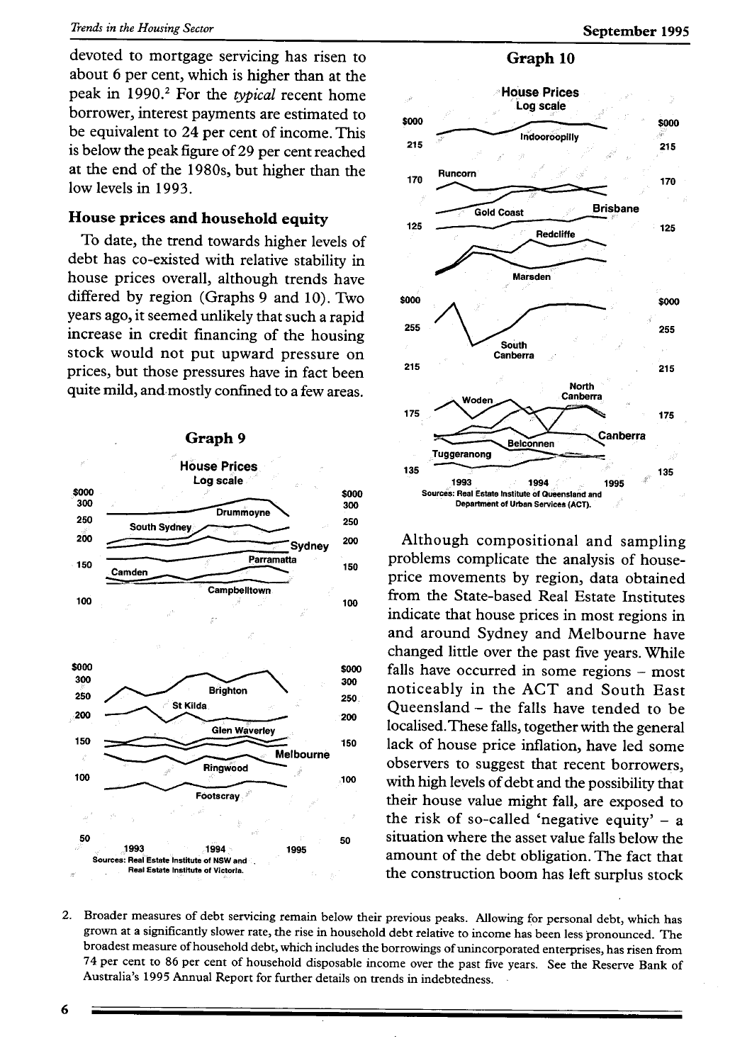devoted to mortgage servicing has risen to about 6 per cent, which is higher than at the peak in 1990.[2] For the *typical* recent home borrower, interest payments are estimated to be equivalent to 24 per cent of income. This is below the peak figure of 29 per cent reached at the end of the 1980s, but higher than the low levels in 1993.

### House prices and household equity

To date, the trend towards higher levels of debt has co-existed with relative stability in house prices overall, although trends have differed by region (Graphs 9 and 10). Two years ago, it seemed unlikely that such a rapid increase in credit financing of the housing stock would not put upward pressure on prices, but those pressures have in fact been quite mild, and mostly confined to a few areas.

**Graph 9**

House Prices
Log scale

Sources: Real Estate Institute of NSW and Real Estate Institute of Victoria.

**Graph 10**

House Prices
Log scale

Sources: Real Estate Institute of Queensland and Department of Urban Services (ACT).

Although compositional and sampling problems complicate the analysis of house-price movements by region, data obtained from the State-based Real Estate Institutes indicate that house prices in most regions in and around Sydney and Melbourne have changed little over the past five years. While falls have occurred in some regions – most noticeably in the ACT and South East Queensland – the falls have tended to be localised. These falls, together with the general lack of house price inflation, have led some observers to suggest that recent borrowers, with high levels of debt and the possibility that their house value might fall, are exposed to the risk of so-called 'negative equity' – a situation where the asset value falls below the amount of the debt obligation. The fact that the construction boom has left surplus stock

2. Broader measures of debt servicing remain below their previous peaks. Allowing for personal debt, which has grown at a significantly slower rate, the rise in household debt relative to income has been less pronounced. The broadest measure of household debt, which includes the borrowings of unincorporated enterprises, has risen from 74 per cent to 86 per cent of household disposable income over the past five years. See the Reserve Bank of Australia's 1995 Annual Report for further details on trends in indebtedness.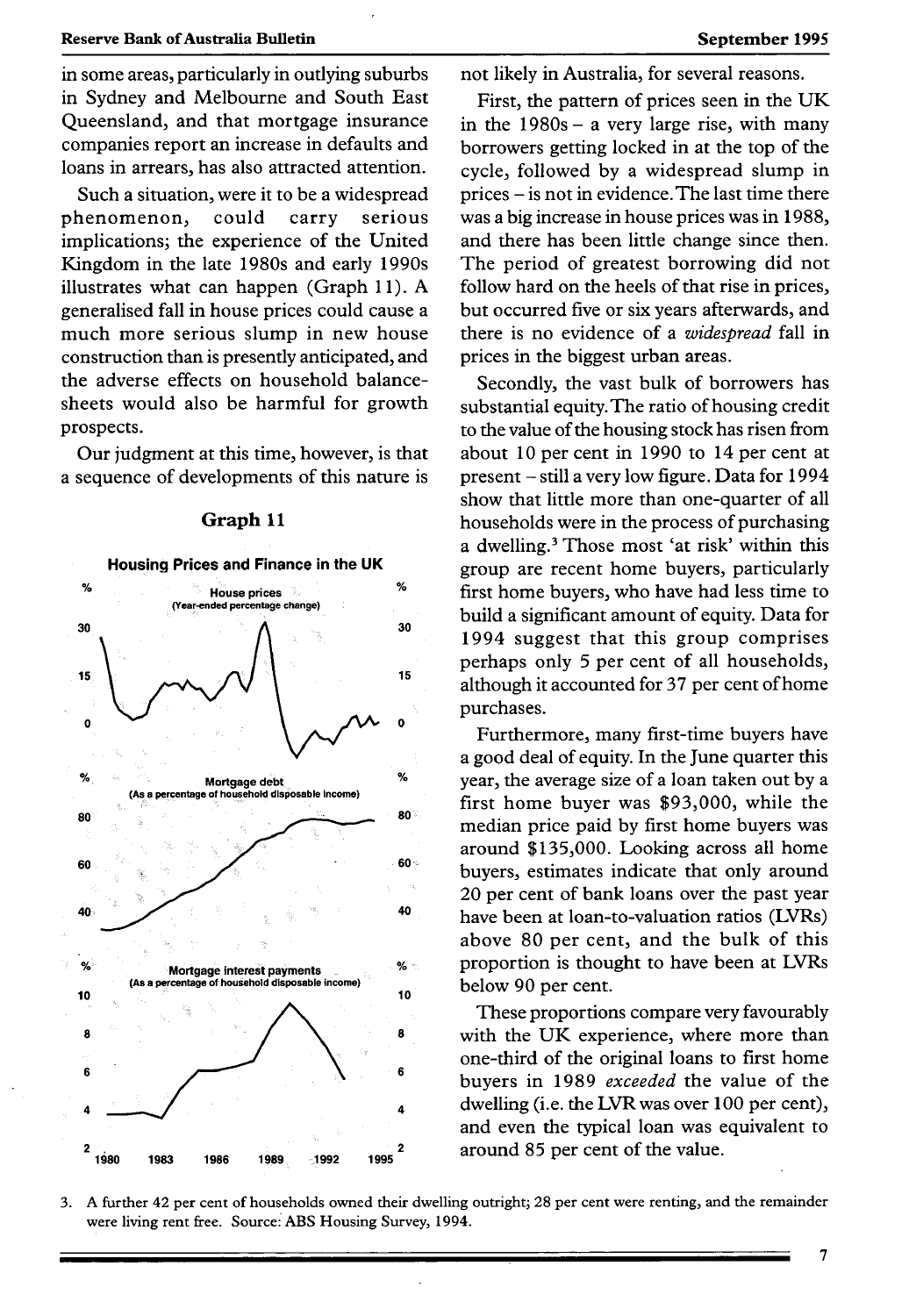in some areas, particularly in outlying suburbs in Sydney and Melbourne and South East Queensland, and that mortgage insurance companies report an increase in defaults and loans in arrears, has also attracted attention.

Such a situation, were it to be a widespread phenomenon, could carry serious implications; the experience of the United Kingdom in the late 1980s and early 1990s illustrates what can happen (Graph 11). A generalised fall in house prices could cause a much more serious slump in new house construction than is presently anticipated, and the adverse effects on household balance-sheets would also be harmful for growth prospects.

Our judgment at this time, however, is that a sequence of developments of this nature is

**Graph 11**

**Housing Prices and Finance in the UK**

House prices (Year-ended percentage change)

Mortgage debt (As a percentage of household disposable income)

Mortgage interest payments (As a percentage of household disposable income)

not likely in Australia, for several reasons.

First, the pattern of prices seen in the UK in the 1980s – a very large rise, with many borrowers getting locked in at the top of the cycle, followed by a widespread slump in prices – is not in evidence. The last time there was a big increase in house prices was in 1988, and there has been little change since then. The period of greatest borrowing did not follow hard on the heels of that rise in prices, but occurred five or six years afterwards, and there is no evidence of a *widespread* fall in prices in the biggest urban areas.

Secondly, the vast bulk of borrowers has substantial equity. The ratio of housing credit to the value of the housing stock has risen from about 10 per cent in 1990 to 14 per cent at present – still a very low figure. Data for 1994 show that little more than one-quarter of all households were in the process of purchasing a dwelling.[3] Those most 'at risk' within this group are recent home buyers, particularly first home buyers, who have had less time to build a significant amount of equity. Data for 1994 suggest that this group comprises perhaps only 5 per cent of all households, although it accounted for 37 per cent of home purchases.

Furthermore, many first-time buyers have a good deal of equity. In the June quarter this year, the average size of a loan taken out by a first home buyer was $93,000, while the median price paid by first home buyers was around $135,000. Looking across all home buyers, estimates indicate that only around 20 per cent of bank loans over the past year have been at loan-to-valuation ratios (LVRs) above 80 per cent, and the bulk of this proportion is thought to have been at LVRs below 90 per cent.

These proportions compare very favourably with the UK experience, where more than one-third of the original loans to first home buyers in 1989 *exceeded* the value of the dwelling (i.e. the LVR was over 100 per cent), and even the typical loan was equivalent to around 85 per cent of the value.

3. A further 42 per cent of households owned their dwelling outright; 28 per cent were renting, and the remainder were living rent free. Source: ABS Housing Survey, 1994.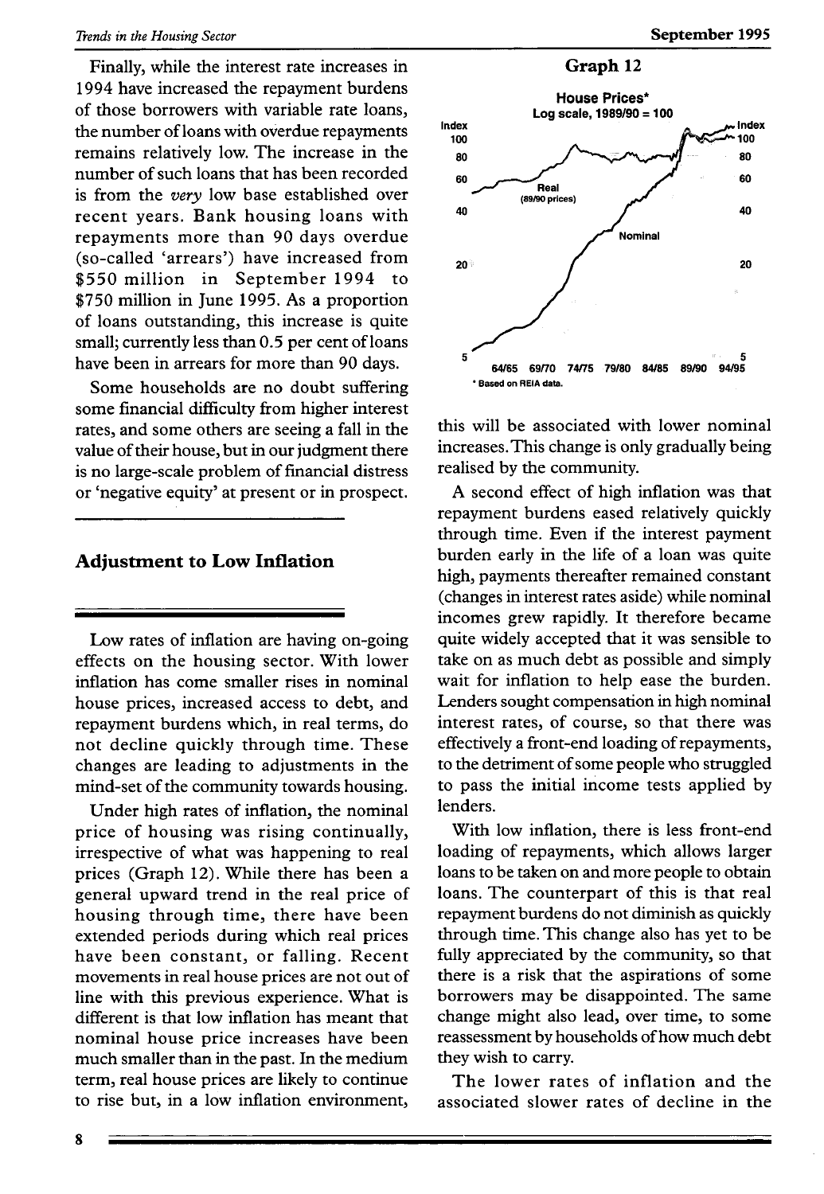Finally, while the interest rate increases in 1994 have increased the repayment burdens of those borrowers with variable rate loans, the number of loans with overdue repayments remains relatively low. The increase in the number of such loans that has been recorded is from the *very* low base established over recent years. Bank housing loans with repayments more than 90 days overdue (so-called 'arrears') have increased from \$550 million in September 1994 to \$750 million in June 1995. As a proportion of loans outstanding, this increase is quite small; currently less than 0.5 per cent of loans have been in arrears for more than 90 days.

Some households are no doubt suffering some financial difficulty from higher interest rates, and some others are seeing a fall in the value of their house, but in our judgment there is no large-scale problem of financial distress or 'negative equity' at present or in prospect.

## Adjustment to Low Inflation

Low rates of inflation are having on-going effects on the housing sector. With lower inflation has come smaller rises in nominal house prices, increased access to debt, and repayment burdens which, in real terms, do not decline quickly through time. These changes are leading to adjustments in the mind-set of the community towards housing.

Under high rates of inflation, the nominal price of housing was rising continually, irrespective of what was happening to real prices (Graph 12). While there has been a general upward trend in the real price of housing through time, there have been extended periods during which real prices have been constant, or falling. Recent movements in real house prices are not out of line with this previous experience. What is different is that low inflation has meant that nominal house price increases have been much smaller than in the past. In the medium term, real house prices are likely to continue to rise but, in a low inflation environment, this will be associated with lower nominal increases. This change is only gradually being realised by the community.

**Graph 12**

**House Prices***
**Log scale, 1989/90 = 100**

\* Based on REIA data.

A second effect of high inflation was that repayment burdens eased relatively quickly through time. Even if the interest payment burden early in the life of a loan was quite high, payments thereafter remained constant (changes in interest rates aside) while nominal incomes grew rapidly. It therefore became quite widely accepted that it was sensible to take on as much debt as possible and simply wait for inflation to help ease the burden. Lenders sought compensation in high nominal interest rates, of course, so that there was effectively a front-end loading of repayments, to the detriment of some people who struggled to pass the initial income tests applied by lenders.

With low inflation, there is less front-end loading of repayments, which allows larger loans to be taken on and more people to obtain loans. The counterpart of this is that real repayment burdens do not diminish as quickly through time. This change also has yet to be fully appreciated by the community, so that there is a risk that the aspirations of some borrowers may be disappointed. The same change might also lead, over time, to some reassessment by households of how much debt they wish to carry.

The lower rates of inflation and the associated slower rates of decline in the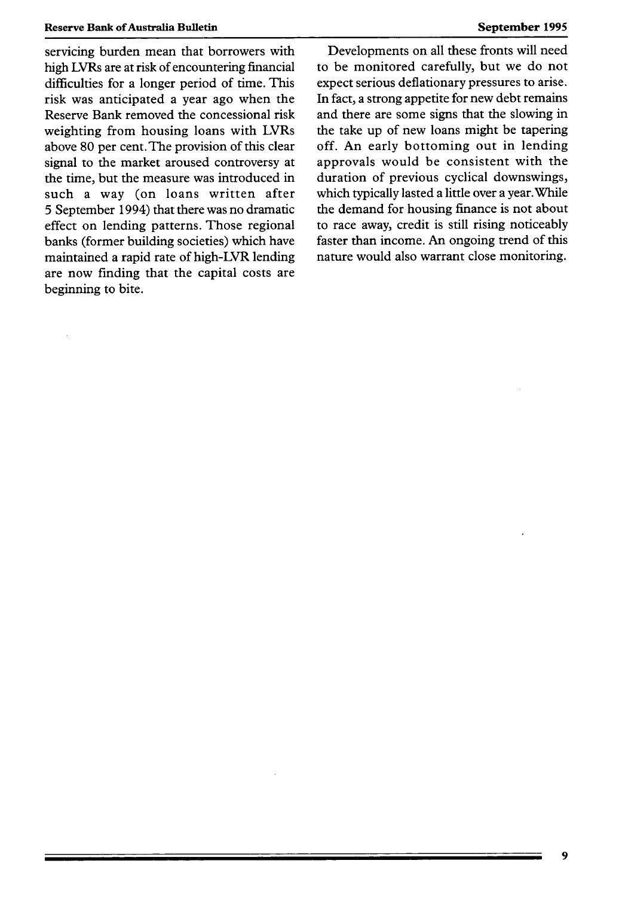servicing burden mean that borrowers with high LVRs are at risk of encountering financial difficulties for a longer period of time. This risk was anticipated a year ago when the Reserve Bank removed the concessional risk weighting from housing loans with LVRs above 80 per cent. The provision of this clear signal to the market aroused controversy at the time, but the measure was introduced in such a way (on loans written after 5 September 1994) that there was no dramatic effect on lending patterns. Those regional banks (former building societies) which have maintained a rapid rate of high-LVR lending are now finding that the capital costs are beginning to bite.

Developments on all these fronts will need to be monitored carefully, but we do not expect serious deflationary pressures to arise. In fact, a strong appetite for new debt remains and there are some signs that the slowing in the take up of new loans might be tapering off. An early bottoming out in lending approvals would be consistent with the duration of previous cyclical downswings, which typically lasted a little over a year. While the demand for housing finance is not about to race away, credit is still rising noticeably faster than income. An ongoing trend of this nature would also warrant close monitoring.